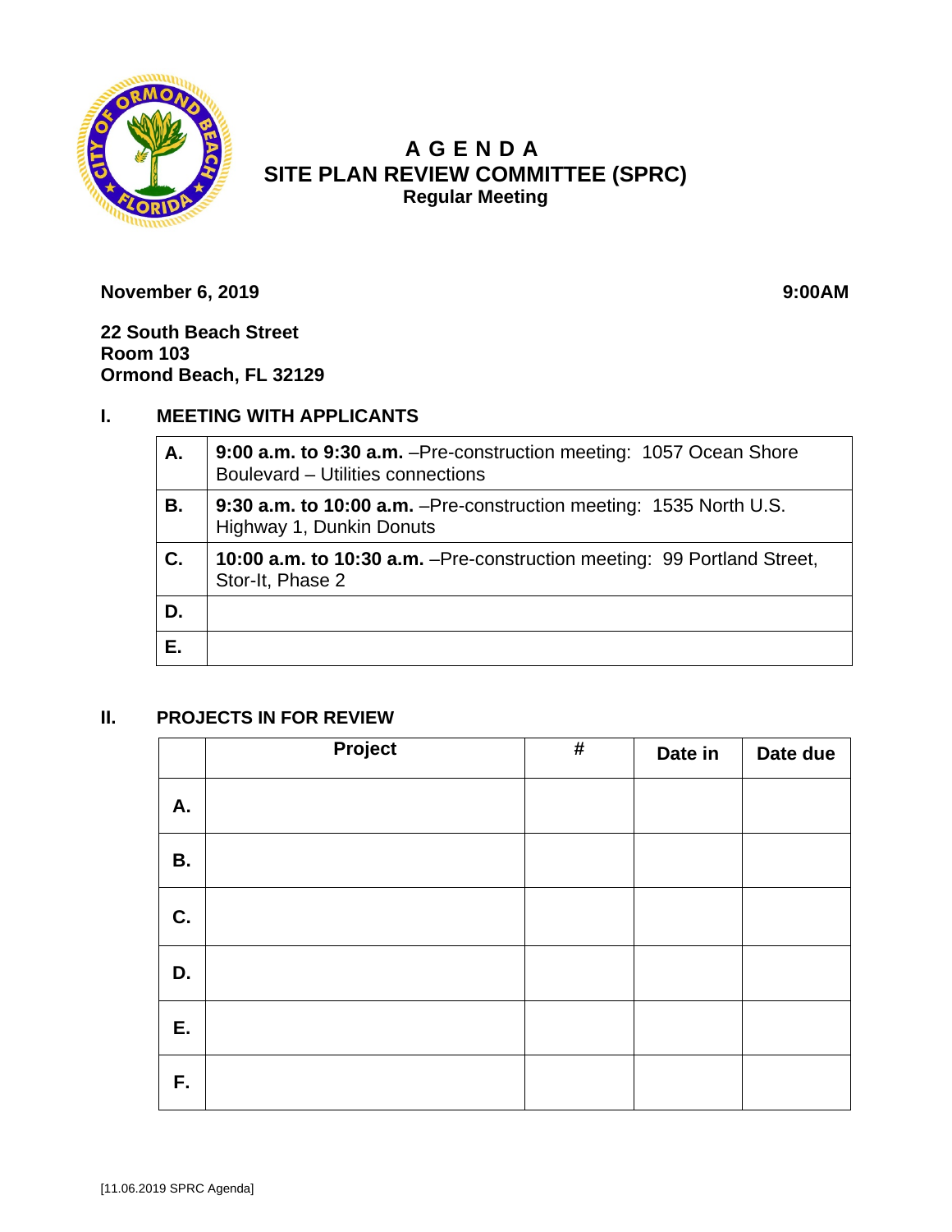# A G E N D A
# SITE PLAN REVIEW COMMITTEE (SPRC)
### Regular Meeting

**November 6, 2019** **9:00AM**

**22 South Beach Street**
**Room 103**
**Ormond Beach, FL 32129**

## I. MEETING WITH APPLICANTS

| | |
|---|---|
| **A.** | **9:00 a.m. to 9:30 a.m.** –Pre-construction meeting: 1057 Ocean Shore Boulevard – Utilities connections |
| **B.** | **9:30 a.m. to 10:00 a.m.** –Pre-construction meeting: 1535 North U.S. Highway 1, Dunkin Donuts |
| **C.** | **10:00 a.m. to 10:30 a.m.** –Pre-construction meeting: 99 Portland Street, Stor-It, Phase 2 |
| **D.** | |
| **E.** | |

## II. PROJECTS IN FOR REVIEW

| | Project | # | Date in | Date due |
|---|---|---|---|---|
| **A.** | | | | |
| **B.** | | | | |
| **C.** | | | | |
| **D.** | | | | |
| **E.** | | | | |
| **F.** | | | | |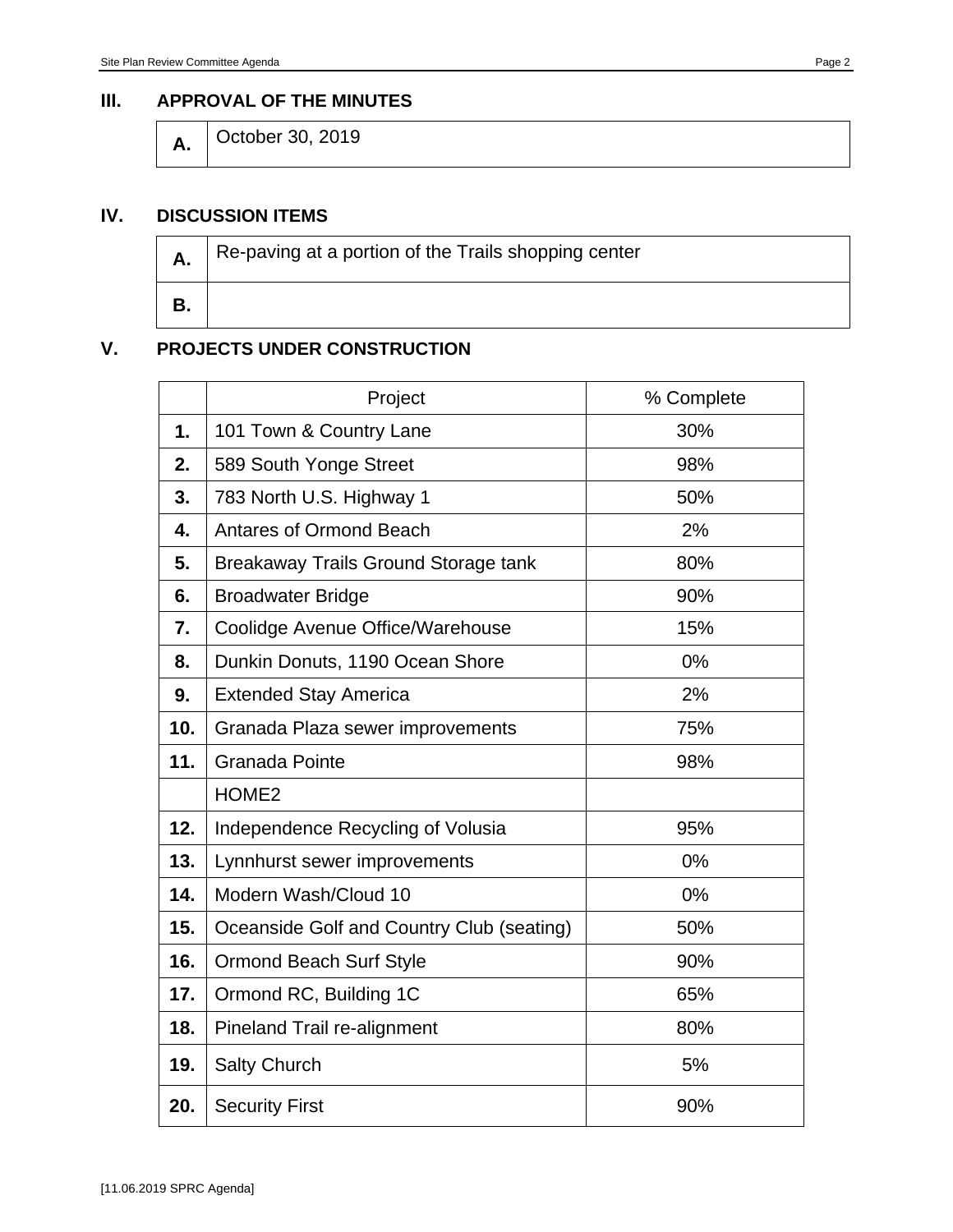## III. APPROVAL OF THE MINUTES

| | |
|---|---|
| **A.** | October 30, 2019 |

## IV. DISCUSSION ITEMS

| | |
|---|---|
| **A.** | Re-paving at a portion of the Trails shopping center |
| **B.** | |

## V. PROJECTS UNDER CONSTRUCTION

| | Project | % Complete |
|---|---|---|
| **1.** | 101 Town & Country Lane | 30% |
| **2.** | 589 South Yonge Street | 98% |
| **3.** | 783 North U.S. Highway 1 | 50% |
| **4.** | Antares of Ormond Beach | 2% |
| **5.** | Breakaway Trails Ground Storage tank | 80% |
| **6.** | Broadwater Bridge | 90% |
| **7.** | Coolidge Avenue Office/Warehouse | 15% |
| **8.** | Dunkin Donuts, 1190 Ocean Shore | 0% |
| **9.** | Extended Stay America | 2% |
| **10.** | Granada Plaza sewer improvements | 75% |
| **11.** | Granada Pointe | 98% |
| | HOME2 | |
| **12.** | Independence Recycling of Volusia | 95% |
| **13.** | Lynnhurst sewer improvements | 0% |
| **14.** | Modern Wash/Cloud 10 | 0% |
| **15.** | Oceanside Golf and Country Club (seating) | 50% |
| **16.** | Ormond Beach Surf Style | 90% |
| **17.** | Ormond RC, Building 1C | 65% |
| **18.** | Pineland Trail re-alignment | 80% |
| **19.** | Salty Church | 5% |
| **20.** | Security First | 90% |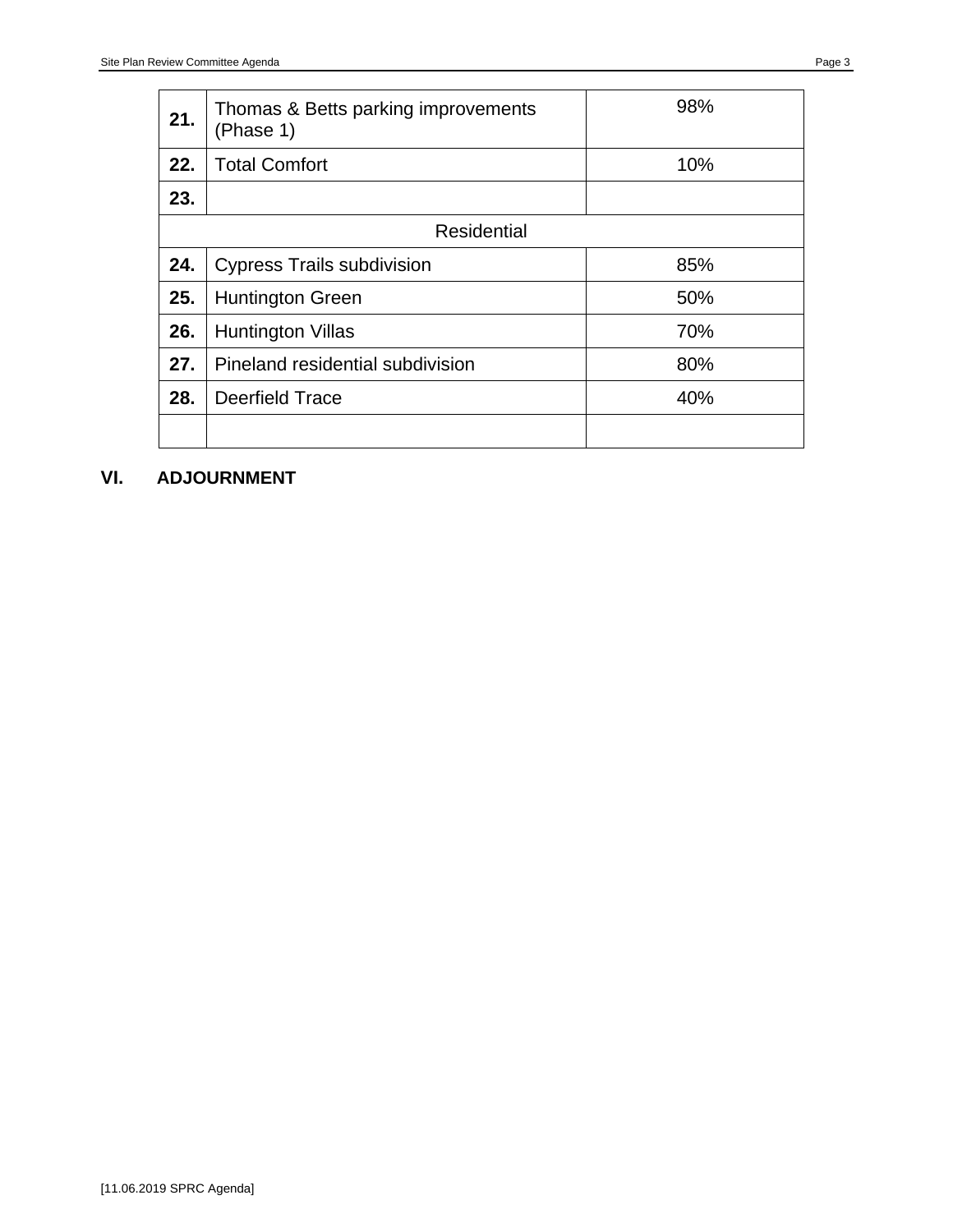| | | |
|---|---|---|
| **21.** | Thomas & Betts parking improvements (Phase 1) | 98% |
| **22.** | Total Comfort | 10% |
| **23.** | | |
| | Residential | |
| **24.** | Cypress Trails subdivision | 85% |
| **25.** | Huntington Green | 50% |
| **26.** | Huntington Villas | 70% |
| **27.** | Pineland residential subdivision | 80% |
| **28.** | Deerfield Trace | 40% |
| | | |

## VI. ADJOURNMENT